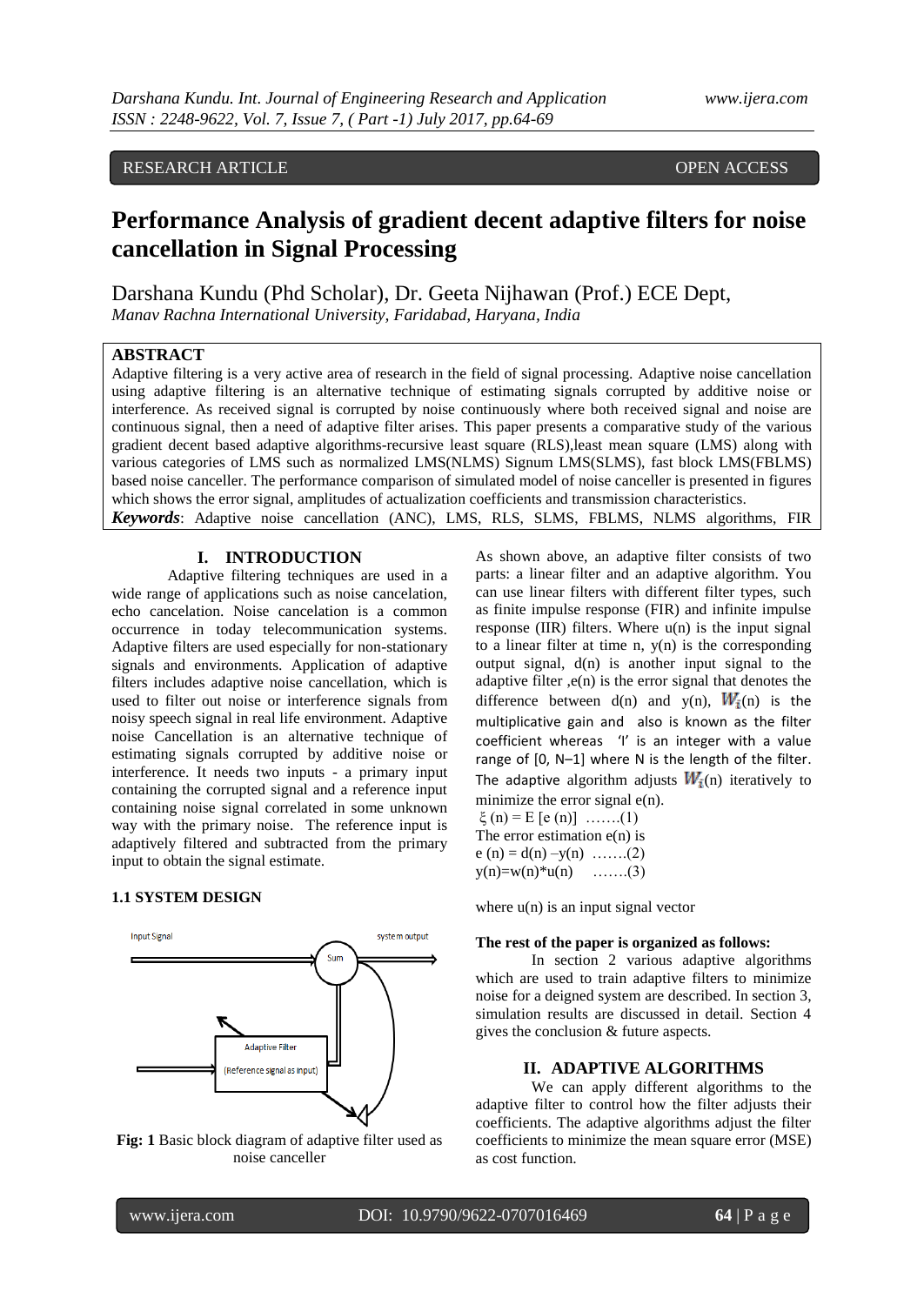RESEARCH ARTICLE OPEN ACCESS

# Performance Analysis of gradient decent adaptive filters for noise cancellation in Signal Processing

Darshana Kundu (Phd Scholar), Dr. Geeta Nijhawan (Prof.) ECE Dept,
*Manav Rachna International University, Faridabad, Haryana, India*

## ABSTRACT

Adaptive filtering is a very active area of research in the field of signal processing. Adaptive noise cancellation using adaptive filtering is an alternative technique of estimating signals corrupted by additive noise or interference. As received signal is corrupted by noise continuously where both received signal and noise are continuous signal, then a need of adaptive filter arises. This paper presents a comparative study of the various gradient decent based adaptive algorithms-recursive least square (RLS),least mean square (LMS) along with various categories of LMS such as normalized LMS(NLMS) Signum LMS(SLMS), fast block LMS(FBLMS) based noise canceller. The performance comparison of simulated model of noise canceller is presented in figures which shows the error signal, amplitudes of actualization coefficients and transmission characteristics.

***Keywords***: Adaptive noise cancellation (ANC), LMS, RLS, SLMS, FBLMS, NLMS algorithms, FIR

## I. INTRODUCTION

Adaptive filtering techniques are used in a wide range of applications such as noise cancelation, echo cancelation. Noise cancelation is a common occurrence in today telecommunication systems. Adaptive filters are used especially for non-stationary signals and environments. Application of adaptive filters includes adaptive noise cancellation, which is used to filter out noise or interference signals from noisy speech signal in real life environment. Adaptive noise Cancellation is an alternative technique of estimating signals corrupted by additive noise or interference. It needs two inputs - a primary input containing the corrupted signal and a reference input containing noise signal correlated in some unknown way with the primary noise. The reference input is adaptively filtered and subtracted from the primary input to obtain the signal estimate.

### 1.1 SYSTEM DESIGN

Input Signal

system output

Sum

Adaptive Filter

(Reference signal as input)

**Fig: 1** Basic block diagram of adaptive filter used as noise canceller

As shown above, an adaptive filter consists of two parts: a linear filter and an adaptive algorithm. You can use linear filters with different filter types, such as finite impulse response (FIR) and infinite impulse response (IIR) filters. Where u(n) is the input signal to a linear filter at time n, y(n) is the corresponding output signal, d(n) is another input signal to the adaptive filter ,e(n) is the error signal that denotes the difference between d(n) and y(n), $W_i(n)$ is the multiplicative gain and also is known as the filter coefficient whereas 'I' is an integer with a value range of [0, N–1] where N is the length of the filter. The adaptive algorithm adjusts $W_i(n)$ iteratively to minimize the error signal e(n).

$\xi(n) = E[e(n)]$ …….(1)

The error estimation e(n) is

$e(n) = d(n) - y(n)$ …….(2)

$y(n) = w(n)*u(n)$ …….(3)

where u(n) is an input signal vector

**The rest of the paper is organized as follows:**

In section 2 various adaptive algorithms which are used to train adaptive filters to minimize noise for a deigned system are described. In section 3, simulation results are discussed in detail. Section 4 gives the conclusion & future aspects.

## II. ADAPTIVE ALGORITHMS

We can apply different algorithms to the adaptive filter to control how the filter adjusts their coefficients. The adaptive algorithms adjust the filter coefficients to minimize the mean square error (MSE) as cost function.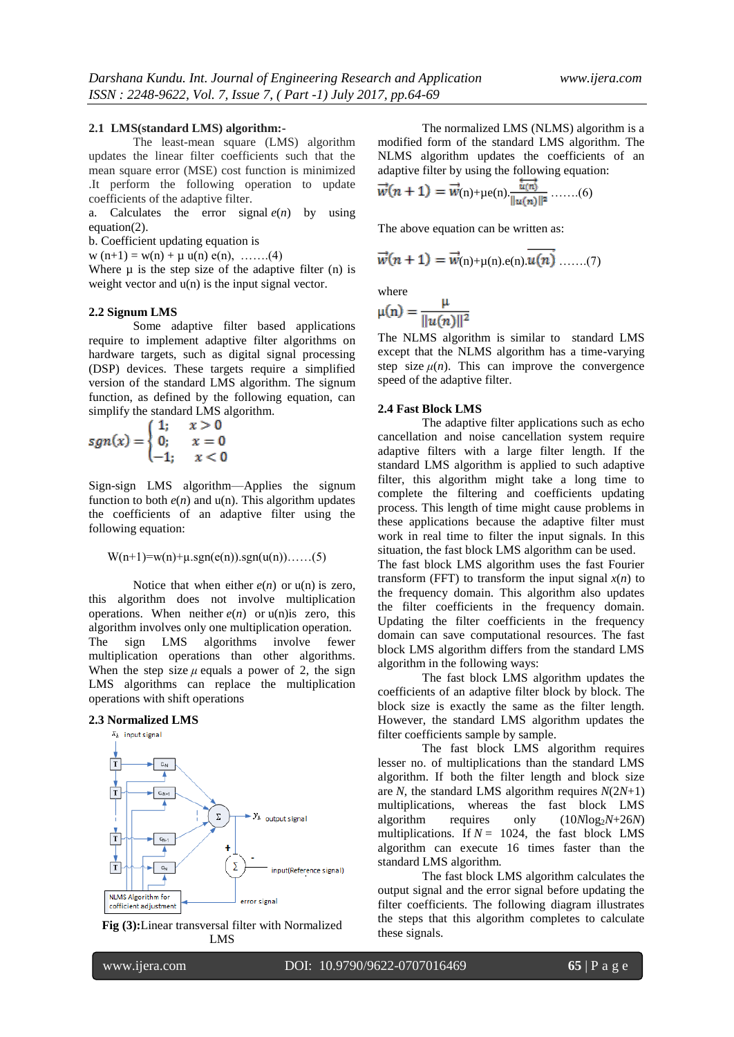### 2.1 LMS(standard LMS) algorithm:-

The least-mean square (LMS) algorithm updates the linear filter coefficients such that the mean square error (MSE) cost function is minimized .It perform the following operation to update coefficients of the adaptive filter.

a. Calculates the error signal $e(n)$ by using equation(2).

b. Coefficient updating equation is

w (n+1) = w(n) + µ u(n) e(n), …….(4)

Where µ is the step size of the adaptive filter (n) is weight vector and u(n) is the input signal vector.

### 2.2 Signum LMS

Some adaptive filter based applications require to implement adaptive filter algorithms on hardware targets, such as digital signal processing (DSP) devices. These targets require a simplified version of the standard LMS algorithm. The signum function, as defined by the following equation, can simplify the standard LMS algorithm.

$$sgn(x) = \begin{cases} 1; & x > 0 \\ 0; & x = 0 \\ -1; & x < 0 \end{cases}$$

Sign-sign LMS algorithm—Applies the signum function to both $e(n)$ and u(n). This algorithm updates the coefficients of an adaptive filter using the following equation:

W(n+1)=w(n)+µ.sgn(e(n)).sgn(u(n))……(5)

Notice that when either $e(n)$ or u(n) is zero, this algorithm does not involve multiplication operations. When neither $e(n)$ or u(n)is zero, this algorithm involves only one multiplication operation. The sign LMS algorithms involve fewer multiplication operations than other algorithms. When the step size $\mu$ equals a power of 2, the sign LMS algorithms can replace the multiplication operations with shift operations

### 2.3 Normalized LMS

**Fig (3):**Linear transversal filter with Normalized LMS

The normalized LMS (NLMS) algorithm is a modified form of the standard LMS algorithm. The NLMS algorithm updates the coefficients of an adaptive filter by using the following equation:

$$\vec{w}(n+1) = \vec{w}(n) + \mu e(n) . \frac{\overleftrightarrow{u(n)}}{\|u(n)\|^2} \quad …….(6)$$

The above equation can be written as:

$$\vec{w}(n+1) = \vec{w}(n) + \mu(n).e(n).\overline{u(n)} \quad …….(7)$$

where

$$\mu(n) = \frac{\mu}{\|u(n)\|^2}$$

The NLMS algorithm is similar to standard LMS except that the NLMS algorithm has a time-varying step size $\mu(n)$. This can improve the convergence speed of the adaptive filter.

### 2.4 Fast Block LMS

The adaptive filter applications such as echo cancellation and noise cancellation system require adaptive filters with a large filter length. If the standard LMS algorithm is applied to such adaptive filter, this algorithm might take a long time to complete the filtering and coefficients updating process. This length of time might cause problems in these applications because the adaptive filter must work in real time to filter the input signals. In this situation, the fast block LMS algorithm can be used. The fast block LMS algorithm uses the fast Fourier transform (FFT) to transform the input signal $x(n)$ to the frequency domain. This algorithm also updates the filter coefficients in the frequency domain. Updating the filter coefficients in the frequency domain can save computational resources. The fast block LMS algorithm differs from the standard LMS algorithm in the following ways:

The fast block LMS algorithm updates the coefficients of an adaptive filter block by block. The block size is exactly the same as the filter length. However, the standard LMS algorithm updates the filter coefficients sample by sample.

The fast block LMS algorithm requires lesser no. of multiplications than the standard LMS algorithm. If both the filter length and block size are $N$, the standard LMS algorithm requires $N(2N+1)$ multiplications, whereas the fast block LMS algorithm requires only $(10N\log_2 N+26N)$ multiplications. If $N = 1024$, the fast block LMS algorithm can execute 16 times faster than the standard LMS algorithm.

The fast block LMS algorithm calculates the output signal and the error signal before updating the filter coefficients. The following diagram illustrates the steps that this algorithm completes to calculate these signals.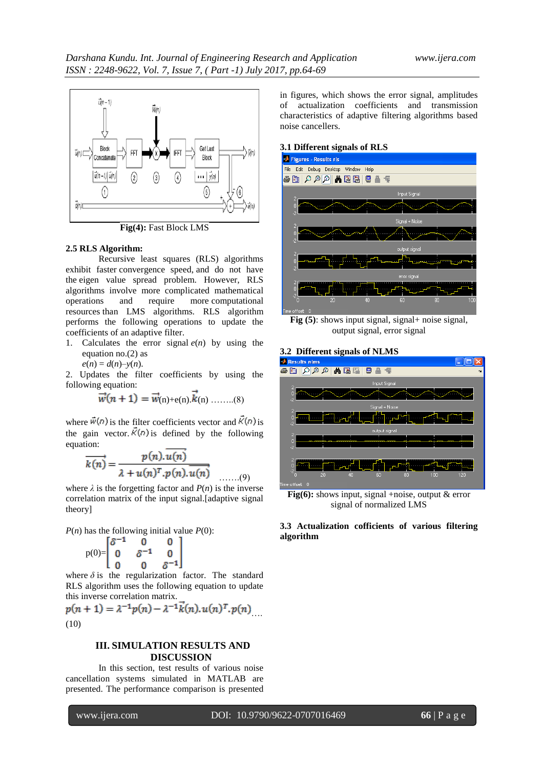Fig(4): Fast Block LMS

### 2.5 RLS Algorithm:

Recursive least squares (RLS) algorithms exhibit faster convergence speed, and do not have the eigen value spread problem. However, RLS algorithms involve more complicated mathematical operations and require more computational resources than LMS algorithms. RLS algorithm performs the following operations to update the coefficients of an adaptive filter.

1. Calculates the error signal $e(n)$ by using the equation no.(2) as
   $e(n) = d(n)–y(n)$.
2. Updates the filter coefficients by using the following equation:

$$\vec{w}(n+1) = \vec{w}(n)+e(n).\vec{k}(n) \quad \text{........(8)}$$

where $\vec{w}(n)$ is the filter coefficients vector and $\vec{K}(n)$ is the gain vector. $\vec{K}(n)$ is defined by the following equation:

$$\overrightarrow{k(n)} = \frac{p(n).\overline{u(n)}}{\lambda + u(n)^T.p(n).\overline{u(n)}} \quad \text{.......(9)}$$

where $\lambda$ is the forgetting factor and $P(n)$ is the inverse correlation matrix of the input signal.[adaptive signal theory]

$P(n)$ has the following initial value $P(0)$:

$$p(0)=\begin{bmatrix} \delta^{-1} & 0 & 0 \\ 0 & \delta^{-1} & 0 \\ 0 & 0 & \delta^{-1} \end{bmatrix}$$

where $\delta$ is the regularization factor. The standard RLS algorithm uses the following equation to update this inverse correlation matrix.

$$p(n+1) = \lambda^{-1}p(n) - \lambda^{-1}\vec{k}(n).u(n)^T.p(n) \quad \text{....(10)}$$

## III. SIMULATION RESULTS AND DISCUSSION

In this section, test results of various noise cancellation systems simulated in MATLAB are presented. The performance comparison is presented in figures, which shows the error signal, amplitudes of actualization coefficients and transmission characteristics of adaptive filtering algorithms based noise cancellers.

### 3.1 Different signals of RLS

Fig (5): shows input signal, signal+ noise signal, output signal, error signal

### 3.2 Different signals of NLMS

Fig(6): shows input, signal +noise, output & error signal of normalized LMS

### 3.3 Actualization cofficients of various filtering algorithm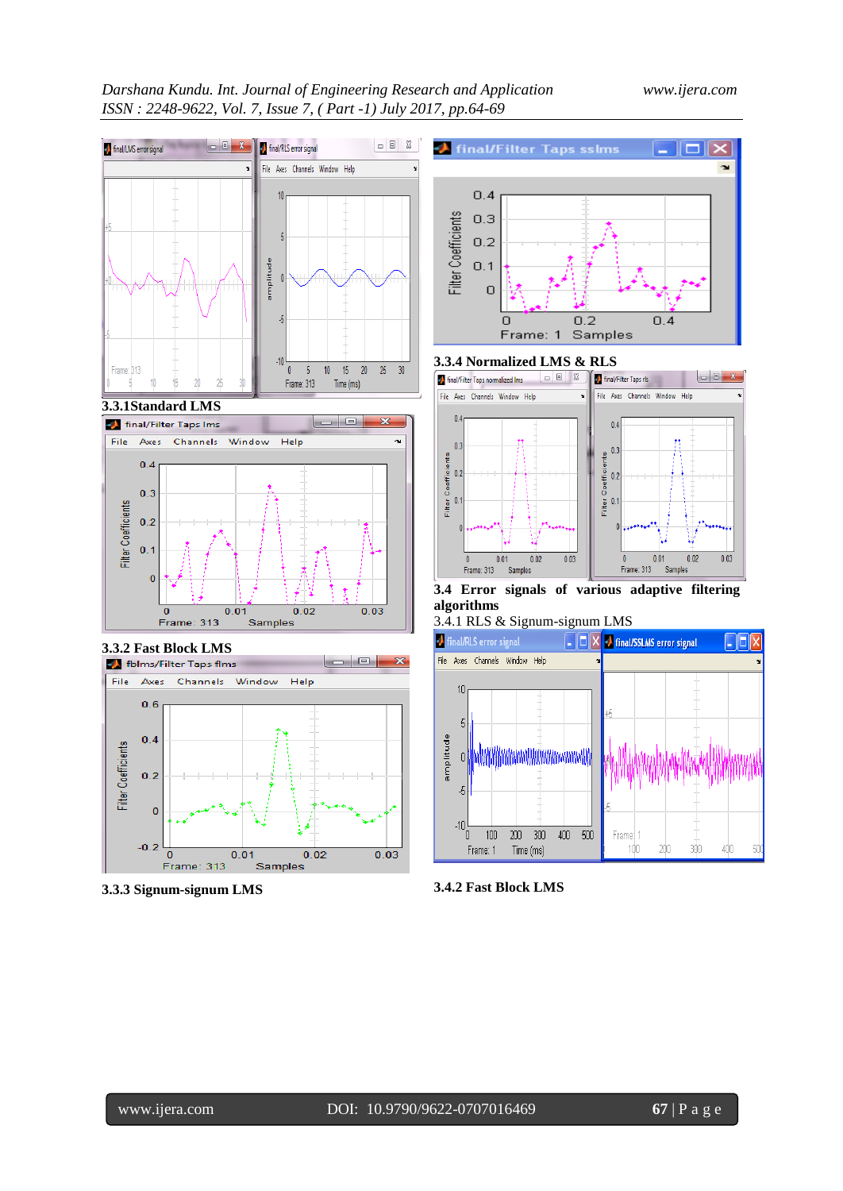### 3.3.1 Standard LMS

### 3.3.2 Fast Block LMS

### 3.3.3 Signum-signum LMS

### 3.3.4 Normalized LMS & RLS

### 3.4 Error signals of various adaptive filtering algorithms

3.4.1 RLS & Signum-signum LMS

### 3.4.2 Fast Block LMS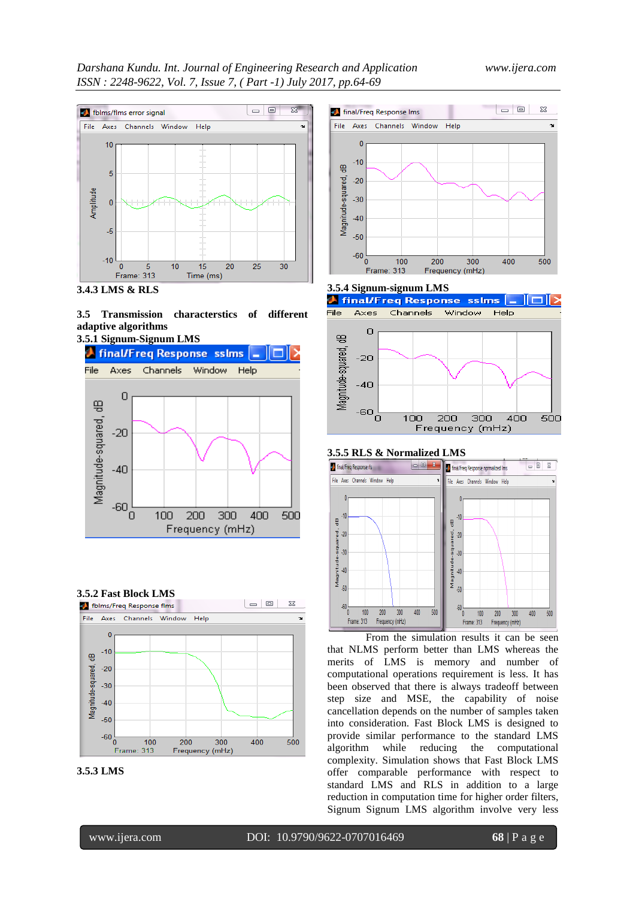**3.4.3 LMS & RLS**

### 3.5 Transmission characterstics of different adaptive algorithms

#### 3.5.1 Signum-Signum LMS

#### 3.5.2 Fast Block LMS

#### 3.5.3 LMS

#### 3.5.4 Signum-signum LMS

#### 3.5.5 RLS & Normalized LMS

From the simulation results it can be seen that NLMS perform better than LMS whereas the merits of LMS is memory and number of computational operations requirement is less. It has been observed that there is always tradeoff between step size and MSE, the capability of noise cancellation depends on the number of samples taken into consideration. Fast Block LMS is designed to provide similar performance to the standard LMS algorithm while reducing the computational complexity. Simulation shows that Fast Block LMS offer comparable performance with respect to standard LMS and RLS in addition to a large reduction in computation time for higher order filters, Signum Signum LMS algorithm involve very less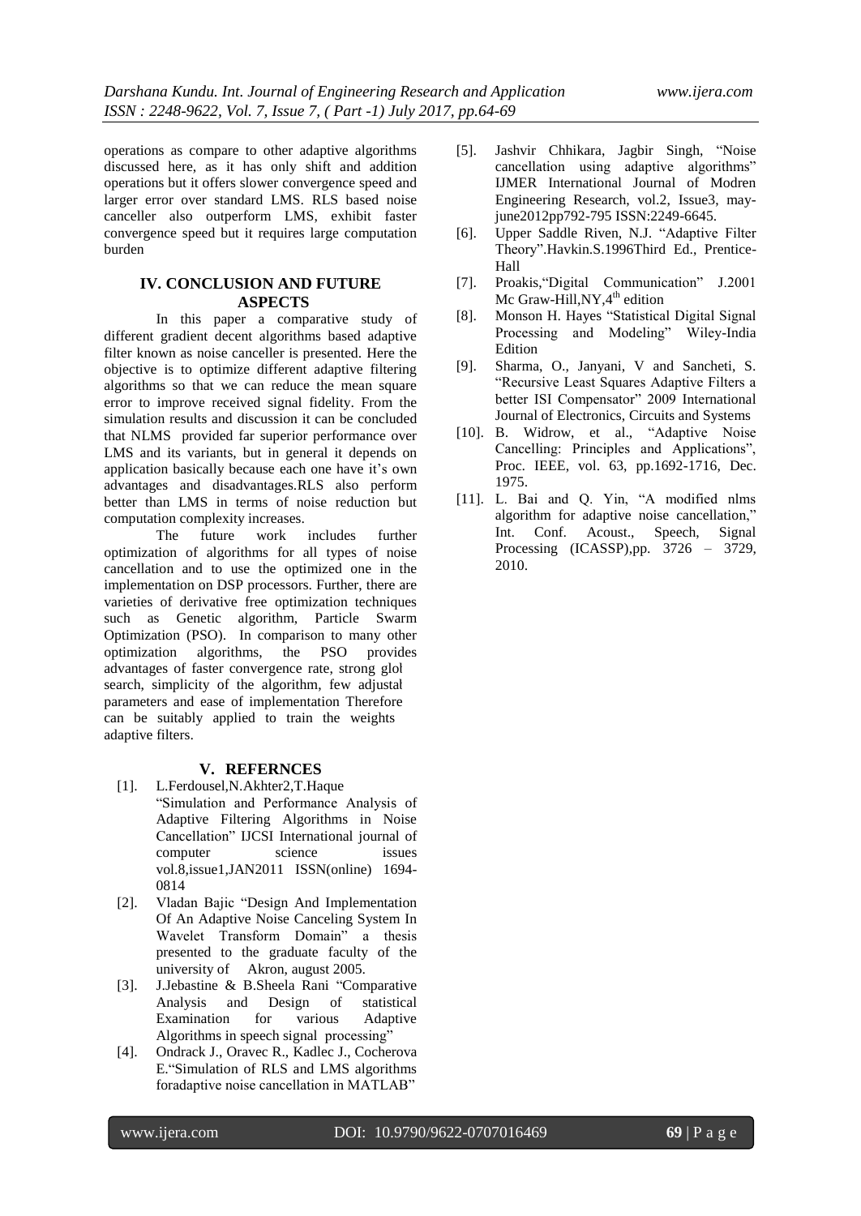operations as compare to other adaptive algorithms discussed here, as it has only shift and addition operations but it offers slower convergence speed and larger error over standard LMS. RLS based noise canceller also outperform LMS, exhibit faster convergence speed but it requires large computation burden

## IV. CONCLUSION AND FUTURE ASPECTS

In this paper a comparative study of different gradient decent algorithms based adaptive filter known as noise canceller is presented. Here the objective is to optimize different adaptive filtering algorithms so that we can reduce the mean square error to improve received signal fidelity. From the simulation results and discussion it can be concluded that NLMS provided far superior performance over LMS and its variants, but in general it depends on application basically because each one have it's own advantages and disadvantages.RLS also perform better than LMS in terms of noise reduction but computation complexity increases.

The future work includes further optimization of algorithms for all types of noise cancellation and to use the optimized one in the implementation on DSP processors. Further, there are varieties of derivative free optimization techniques such as Genetic algorithm, Particle Swarm Optimization (PSO). In comparison to many other optimization algorithms, the PSO provides advantages of faster convergence rate, strong glol search, simplicity of the algorithm, few adjustal parameters and ease of implementation Therefore can be suitably applied to train the weights adaptive filters.

## V. REFERNCES

[1]. L.Ferdousel,N.Akhter2,T.Haque "Simulation and Performance Analysis of Adaptive Filtering Algorithms in Noise Cancellation" IJCSI International journal of computer science issues vol.8,issue1,JAN2011 ISSN(online) 1694-0814

[2]. Vladan Bajic "Design And Implementation Of An Adaptive Noise Canceling System In Wavelet Transform Domain" a thesis presented to the graduate faculty of the university of Akron, august 2005.

[3]. J.Jebastine & B.Sheela Rani "Comparative Analysis and Design of statistical Examination for various Adaptive Algorithms in speech signal processing"

[4]. Ondrack J., Oravec R., Kadlec J., Cocherova E."Simulation of RLS and LMS algorithms foradaptive noise cancellation in MATLAB"

[5]. Jashvir Chhikara, Jagbir Singh, "Noise cancellation using adaptive algorithms" IJMER International Journal of Modren Engineering Research, vol.2, Issue3, may-june2012pp792-795 ISSN:2249-6645.

[6]. Upper Saddle Riven, N.J. "Adaptive Filter Theory".Havkin.S.1996Third Ed., Prentice-Hall

[7]. Proakis,"Digital Communication" J.2001 Mc Graw-Hill,NY,4th edition

[8]. Monson H. Hayes "Statistical Digital Signal Processing and Modeling" Wiley-India Edition

[9]. Sharma, O., Janyani, V and Sancheti, S. "Recursive Least Squares Adaptive Filters a better ISI Compensator" 2009 International Journal of Electronics, Circuits and Systems

[10]. B. Widrow, et al., "Adaptive Noise Cancelling: Principles and Applications", Proc. IEEE, vol. 63, pp.1692-1716, Dec. 1975.

[11]. L. Bai and Q. Yin, "A modified nlms algorithm for adaptive noise cancellation," Int. Conf. Acoust., Speech, Signal Processing (ICASSP),pp. 3726 – 3729, 2010.